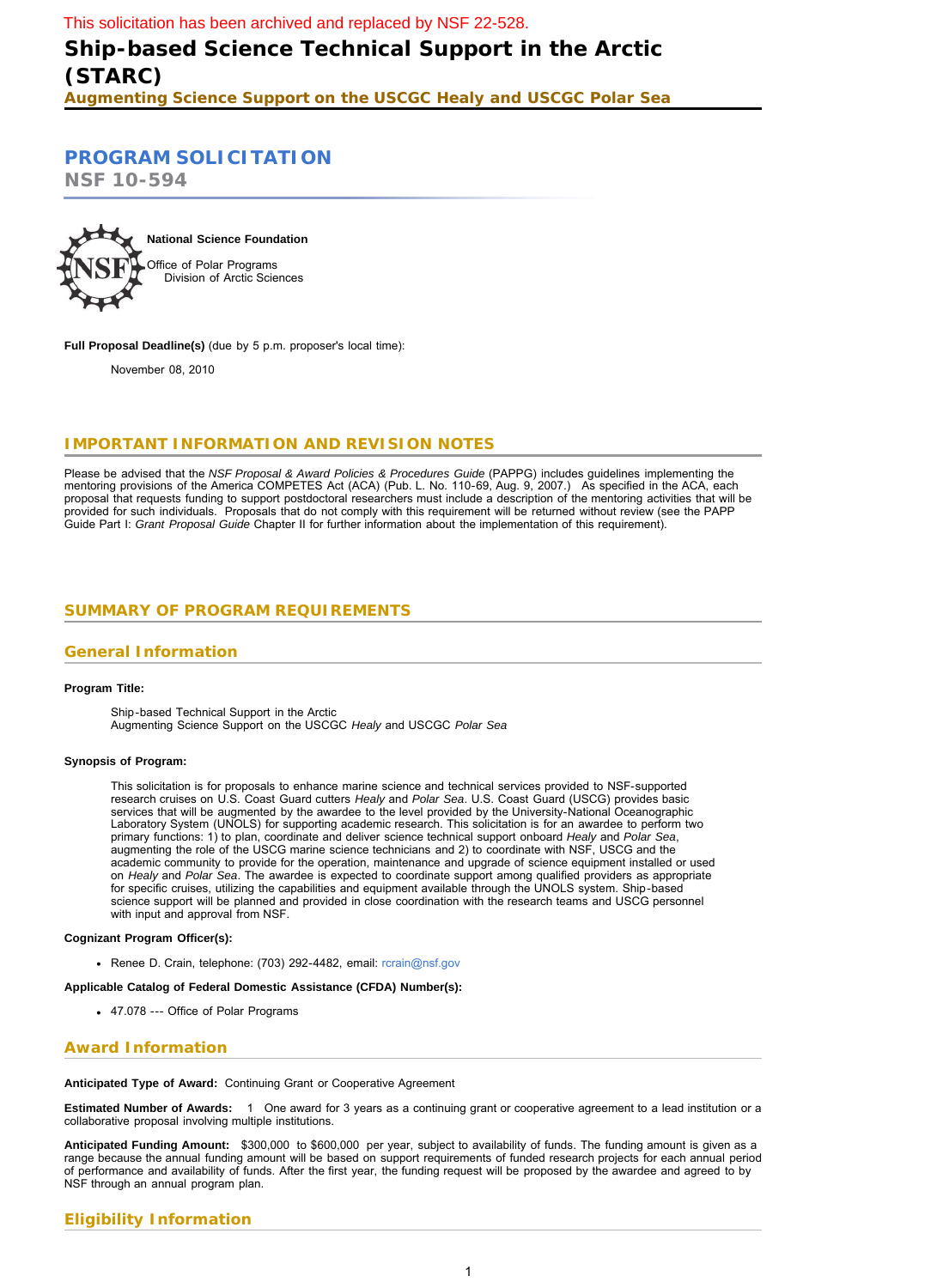This solicitation has been archived and replaced by NSF 22-528.

# Ship-based Science Technical Support in the Arctic (STARC)

### Augmenting Science Support on the USCGC Healy and USCGC Polar Sea

## PROGRAM SOLICITATION

**NSF 10-594**

**National Science Foundation**

Office of Polar Programs
Division of Arctic Sciences

**Full Proposal Deadline(s)** (due by 5 p.m. proposer's local time):

November 08, 2010

## IMPORTANT INFORMATION AND REVISION NOTES

Please be advised that the *NSF Proposal & Award Policies & Procedures Guide* (PAPPG) includes guidelines implementing the mentoring provisions of the America COMPETES Act (ACA) (Pub. L. No. 110-69, Aug. 9, 2007.) As specified in the ACA, each proposal that requests funding to support postdoctoral researchers must include a description of the mentoring activities that will be provided for such individuals. Proposals that do not comply with this requirement will be returned without review (see the PAPP Guide Part I: *Grant Proposal Guide* Chapter II for further information about the implementation of this requirement).

## SUMMARY OF PROGRAM REQUIREMENTS

### General Information

**Program Title:**

Ship-based Technical Support in the Arctic
Augmenting Science Support on the USCGC *Healy* and USCGC *Polar Sea*

**Synopsis of Program:**

This solicitation is for proposals to enhance marine science and technical services provided to NSF-supported research cruises on U.S. Coast Guard cutters *Healy* and *Polar Sea*. U.S. Coast Guard (USCG) provides basic services that will be augmented by the awardee to the level provided by the University-National Oceanographic Laboratory System (UNOLS) for supporting academic research. This solicitation is for an awardee to perform two primary functions: 1) to plan, coordinate and deliver science technical support onboard *Healy* and *Polar Sea*, augmenting the role of the USCG marine science technicians and 2) to coordinate with NSF, USCG and the academic community to provide for the operation, maintenance and upgrade of science equipment installed or used on *Healy* and *Polar Sea*. The awardee is expected to coordinate support among qualified providers as appropriate for specific cruises, utilizing the capabilities and equipment available through the UNOLS system. Ship-based science support will be planned and provided in close coordination with the research teams and USCG personnel with input and approval from NSF.

**Cognizant Program Officer(s):**

- Renee D. Crain, telephone: (703) 292-4482, email: rcrain@nsf.gov

**Applicable Catalog of Federal Domestic Assistance (CFDA) Number(s):**

- 47.078 --- Office of Polar Programs

### Award Information

**Anticipated Type of Award:** Continuing Grant or Cooperative Agreement

**Estimated Number of Awards:** 1 One award for 3 years as a continuing grant or cooperative agreement to a lead institution or a collaborative proposal involving multiple institutions.

**Anticipated Funding Amount:** $300,000 to $600,000 per year, subject to availability of funds. The funding amount is given as a range because the annual funding amount will be based on support requirements of funded research projects for each annual period of performance and availability of funds. After the first year, the funding request will be proposed by the awardee and agreed to by NSF through an annual program plan.

### Eligibility Information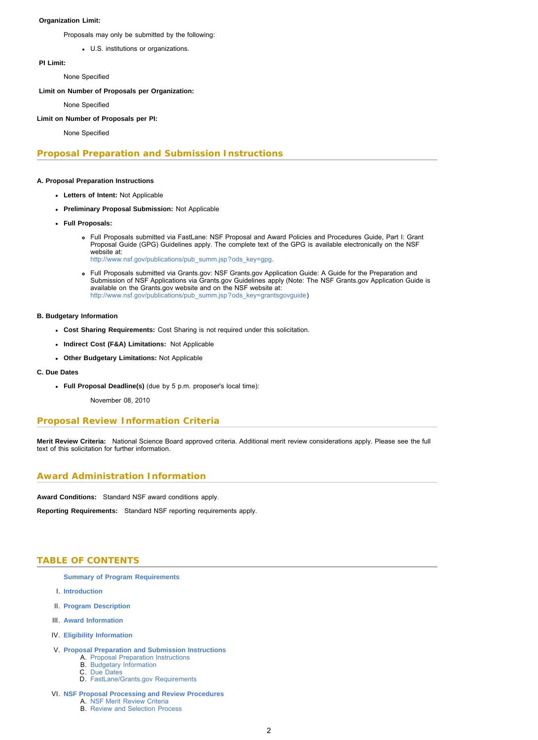**Organization Limit:**

Proposals may only be submitted by the following:

- U.S. institutions or organizations.

**PI Limit:**

None Specified

**Limit on Number of Proposals per Organization:**

None Specified

**Limit on Number of Proposals per PI:**

None Specified

## Proposal Preparation and Submission Instructions

**A. Proposal Preparation Instructions**

- **Letters of Intent:** Not Applicable
- **Preliminary Proposal Submission:** Not Applicable
- **Full Proposals:**
  - Full Proposals submitted via FastLane: NSF Proposal and Award Policies and Procedures Guide, Part I: Grant Proposal Guide (GPG) Guidelines apply. The complete text of the GPG is available electronically on the NSF website at: http://www.nsf.gov/publications/pub_summ.jsp?ods_key=gpg.
  - Full Proposals submitted via Grants.gov: NSF Grants.gov Application Guide: A Guide for the Preparation and Submission of NSF Applications via Grants.gov Guidelines apply (Note: The NSF Grants.gov Application Guide is available on the Grants.gov website and on the NSF website at: http://www.nsf.gov/publications/pub_summ.jsp?ods_key=grantsgovguide)

**B. Budgetary Information**

- **Cost Sharing Requirements:** Cost Sharing is not required under this solicitation.
- **Indirect Cost (F&A) Limitations:** Not Applicable
- **Other Budgetary Limitations:** Not Applicable

**C. Due Dates**

- **Full Proposal Deadline(s)** (due by 5 p.m. proposer's local time):

  November 08, 2010

## Proposal Review Information Criteria

**Merit Review Criteria:** National Science Board approved criteria. Additional merit review considerations apply. Please see the full text of this solicitation for further information.

## Award Administration Information

**Award Conditions:** Standard NSF award conditions apply.

**Reporting Requirements:** Standard NSF reporting requirements apply.

## TABLE OF CONTENTS

**Summary of Program Requirements**

I. **Introduction**

II. **Program Description**

III. **Award Information**

IV. **Eligibility Information**

V. **Proposal Preparation and Submission Instructions**
   A. Proposal Preparation Instructions
   B. Budgetary Information
   C. Due Dates
   D. FastLane/Grants.gov Requirements

VI. **NSF Proposal Processing and Review Procedures**
   A. NSF Merit Review Criteria
   B. Review and Selection Process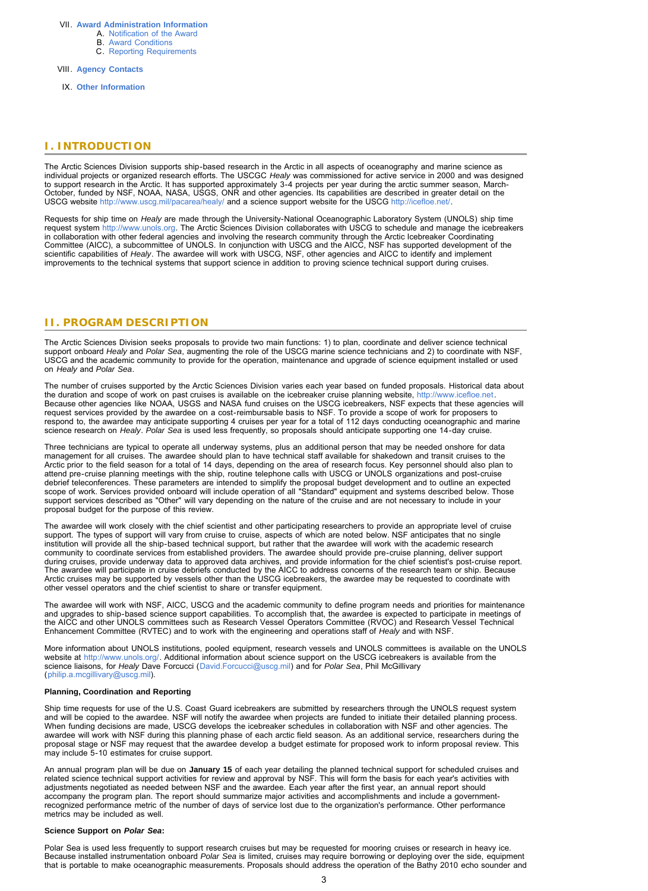VII. **Award Administration Information**
   A. Notification of the Award
   B. Award Conditions
   C. Reporting Requirements

VIII. **Agency Contacts**

IX. **Other Information**

## I. INTRODUCTION

The Arctic Sciences Division supports ship-based research in the Arctic in all aspects of oceanography and marine science as individual projects or organized research efforts. The USCGC *Healy* was commissioned for active service in 2000 and was designed to support research in the Arctic. It has supported approximately 3-4 projects per year during the arctic summer season, March-October, funded by NSF, NOAA, NASA, USGS, ONR and other agencies. Its capabilities are described in greater detail on the USCG website http://www.uscg.mil/pacarea/healy/ and a science support website for the USCG http://icefloe.net/.

Requests for ship time on *Healy* are made through the University-National Oceanographic Laboratory System (UNOLS) ship time request system http://www.unols.org. The Arctic Sciences Division collaborates with USCG to schedule and manage the icebreakers in collaboration with other federal agencies and involving the research community through the Arctic Icebreaker Coordinating Committee (AICC), a subcommittee of UNOLS. In conjunction with USCG and the AICC, NSF has supported development of the scientific capabilities of *Healy*. The awardee will work with USCG, NSF, other agencies and AICC to identify and implement improvements to the technical systems that support science in addition to proving science technical support during cruises.

## II. PROGRAM DESCRIPTION

The Arctic Sciences Division seeks proposals to provide two main functions: 1) to plan, coordinate and deliver science technical support onboard *Healy* and *Polar Sea*, augmenting the role of the USCG marine science technicians and 2) to coordinate with NSF, USCG and the academic community to provide for the operation, maintenance and upgrade of science equipment installed or used on *Healy* and *Polar Sea*.

The number of cruises supported by the Arctic Sciences Division varies each year based on funded proposals. Historical data about the duration and scope of work on past cruises is available on the icebreaker cruise planning website, http://www.icefloe.net. Because other agencies like NOAA, USGS and NASA fund cruises on the USCG icebreakers, NSF expects that these agencies will request services provided by the awardee on a cost-reimbursable basis to NSF. To provide a scope of work for proposers to respond to, the awardee may anticipate supporting 4 cruises per year for a total of 112 days conducting oceanographic and marine science research on *Healy*. *Polar Sea* is used less frequently, so proposals should anticipate supporting one 14-day cruise.

Three technicians are typical to operate all underway systems, plus an additional person that may be needed onshore for data management for all cruises. The awardee should plan to have technical staff available for shakedown and transit cruises to the Arctic prior to the field season for a total of 14 days, depending on the area of research focus. Key personnel should also plan to attend pre-cruise planning meetings with the ship, routine telephone calls with USCG or UNOLS organizations and post-cruise debrief teleconferences. These parameters are intended to simplify the proposal budget development and to outline an expected scope of work. Services provided onboard will include operation of all "Standard" equipment and systems described below. Those support services described as "Other" will vary depending on the nature of the cruise and are not necessary to include in your proposal budget for the purpose of this review.

The awardee will work closely with the chief scientist and other participating researchers to provide an appropriate level of cruise support. The types of support will vary from cruise to cruise, aspects of which are noted below. NSF anticipates that no single institution will provide all the ship-based technical support, but rather that the awardee will work with the academic research community to coordinate services from established providers. The awardee should provide pre-cruise planning, deliver support during cruises, provide underway data to approved data archives, and provide information for the chief scientist's post-cruise report. The awardee will participate in cruise debriefs conducted by the AICC to address concerns of the research team or ship. Because Arctic cruises may be supported by vessels other than the USCG icebreakers, the awardee may be requested to coordinate with other vessel operators and the chief scientist to share or transfer equipment.

The awardee will work with NSF, AICC, USCG and the academic community to define program needs and priorities for maintenance and upgrades to ship-based science support capabilities. To accomplish that, the awardee is expected to participate in meetings of the AICC and other UNOLS committees such as Research Vessel Operators Committee (RVOC) and Research Vessel Technical Enhancement Committee (RVTEC) and to work with the engineering and operations staff of *Healy* and with NSF.

More information about UNOLS institutions, pooled equipment, research vessels and UNOLS committees is available on the UNOLS website at http://www.unols.org/. Additional information about science support on the USCG icebreakers is available from the science liaisons, for *Healy* Dave Forcucci (David.Forcucci@uscg.mil) and for *Polar Sea*, Phil McGillivary (philip.a.mcgillivary@uscg.mil).

**Planning, Coordination and Reporting**

Ship time requests for use of the U.S. Coast Guard icebreakers are submitted by researchers through the UNOLS request system and will be copied to the awardee. NSF will notify the awardee when projects are funded to initiate their detailed planning process. When funding decisions are made, USCG develops the icebreaker schedules in collaboration with NSF and other agencies. The awardee will work with NSF during this planning phase of each arctic field season. As an additional service, researchers during the proposal stage or NSF may request that the awardee develop a budget estimate for proposed work to inform proposal review. This may include 5-10 estimates for cruise support.

An annual program plan will be due on **January 15** of each year detailing the planned technical support for scheduled cruises and related science technical support activities for review and approval by NSF. This will form the basis for each year's activities with adjustments negotiated as needed between NSF and the awardee. Each year after the first year, an annual report should accompany the program plan. The report should summarize major activities and accomplishments and include a government-recognized performance metric of the number of days of service lost due to the organization's performance. Other performance metrics may be included as well.

**Science Support on *Polar Sea*:**

Polar Sea is used less frequently to support research cruises but may be requested for mooring cruises or research in heavy ice. Because installed instrumentation onboard *Polar Sea* is limited, cruises may require borrowing or deploying over the side, equipment that is portable to make oceanographic measurements. Proposals should address the operation of the Bathy 2010 echo sounder and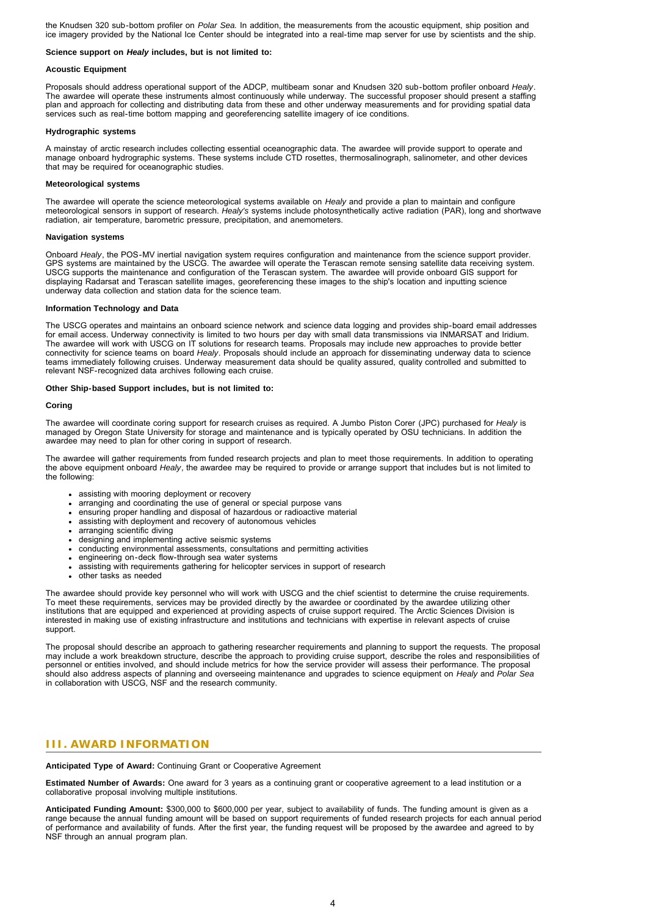the Knudsen 320 sub-bottom profiler on *Polar Sea*. In addition, the measurements from the acoustic equipment, ship position and ice imagery provided by the National Ice Center should be integrated into a real-time map server for use by scientists and the ship.

**Science support on *Healy* includes, but is not limited to:**

**Acoustic Equipment**

Proposals should address operational support of the ADCP, multibeam sonar and Knudsen 320 sub-bottom profiler onboard *Healy*. The awardee will operate these instruments almost continuously while underway. The successful proposer should present a staffing plan and approach for collecting and distributing data from these and other underway measurements and for providing spatial data services such as real-time bottom mapping and georeferencing satellite imagery of ice conditions.

**Hydrographic systems**

A mainstay of arctic research includes collecting essential oceanographic data. The awardee will provide support to operate and manage onboard hydrographic systems. These systems include CTD rosettes, thermosalinograph, salinometer, and other devices that may be required for oceanographic studies.

**Meteorological systems**

The awardee will operate the science meteorological systems available on *Healy* and provide a plan to maintain and configure meteorological sensors in support of research. *Healy's* systems include photosynthetically active radiation (PAR), long and shortwave radiation, air temperature, barometric pressure, precipitation, and anemometers.

**Navigation systems**

Onboard *Healy*, the POS-MV inertial navigation system requires configuration and maintenance from the science support provider. GPS systems are maintained by the USCG. The awardee will operate the Terascan remote sensing satellite data receiving system. USCG supports the maintenance and configuration of the Terascan system. The awardee will provide onboard GIS support for displaying Radarsat and Terascan satellite images, georeferencing these images to the ship's location and inputting science underway data collection and station data for the science team.

**Information Technology and Data**

The USCG operates and maintains an onboard science network and science data logging and provides ship-board email addresses for email access. Underway connectivity is limited to two hours per day with small data transmissions via INMARSAT and Iridium. The awardee will work with USCG on IT solutions for research teams. Proposals may include new approaches to provide better connectivity for science teams on board *Healy*. Proposals should include an approach for disseminating underway data to science teams immediately following cruises. Underway measurement data should be quality assured, quality controlled and submitted to relevant NSF-recognized data archives following each cruise.

**Other Ship-based Support includes, but is not limited to:**

**Coring**

The awardee will coordinate coring support for research cruises as required. A Jumbo Piston Corer (JPC) purchased for *Healy* is managed by Oregon State University for storage and maintenance and is typically operated by OSU technicians. In addition the awardee may need to plan for other coring in support of research.

The awardee will gather requirements from funded research projects and plan to meet those requirements. In addition to operating the above equipment onboard *Healy*, the awardee may be required to provide or arrange support that includes but is not limited to the following:

- assisting with mooring deployment or recovery
- arranging and coordinating the use of general or special purpose vans
- ensuring proper handling and disposal of hazardous or radioactive material
- assisting with deployment and recovery of autonomous vehicles
- arranging scientific diving
- designing and implementing active seismic systems
- conducting environmental assessments, consultations and permitting activities
- engineering on-deck flow-through sea water systems
- assisting with requirements gathering for helicopter services in support of research
- other tasks as needed

The awardee should provide key personnel who will work with USCG and the chief scientist to determine the cruise requirements. To meet these requirements, services may be provided directly by the awardee or coordinated by the awardee utilizing other institutions that are equipped and experienced at providing aspects of cruise support required. The Arctic Sciences Division is interested in making use of existing infrastructure and institutions and technicians with expertise in relevant aspects of cruise support.

The proposal should describe an approach to gathering researcher requirements and planning to support the requests. The proposal may include a work breakdown structure, describe the approach to providing cruise support, describe the roles and responsibilities of personnel or entities involved, and should include metrics for how the service provider will assess their performance. The proposal should also address aspects of planning and overseeing maintenance and upgrades to science equipment on *Healy* and *Polar Sea* in collaboration with USCG, NSF and the research community.

## III. AWARD INFORMATION

**Anticipated Type of Award:** Continuing Grant or Cooperative Agreement

**Estimated Number of Awards:** One award for 3 years as a continuing grant or cooperative agreement to a lead institution or a collaborative proposal involving multiple institutions.

**Anticipated Funding Amount:** $300,000 to $600,000 per year, subject to availability of funds. The funding amount is given as a range because the annual funding amount will be based on support requirements of funded research projects for each annual period of performance and availability of funds. After the first year, the funding request will be proposed by the awardee and agreed to by NSF through an annual program plan.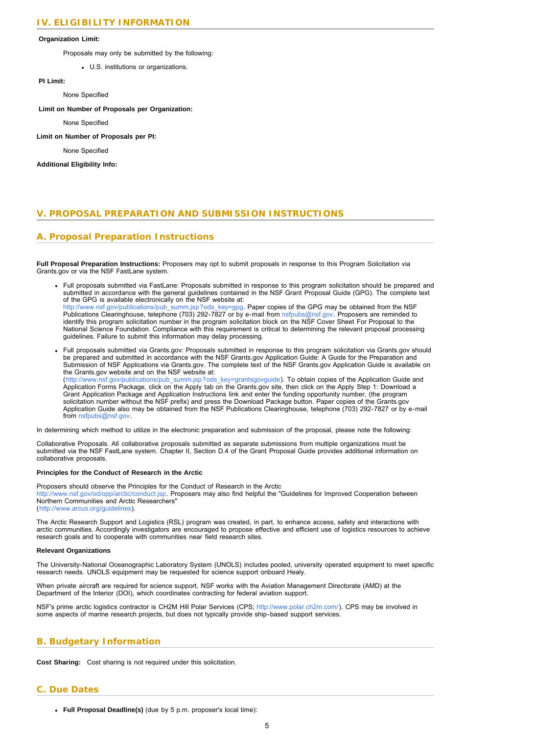## IV. ELIGIBILITY INFORMATION

**Organization Limit:**

Proposals may only be submitted by the following:

- U.S. institutions or organizations.

**PI Limit:**

None Specified

**Limit on Number of Proposals per Organization:**

None Specified

**Limit on Number of Proposals per PI:**

None Specified

**Additional Eligibility Info:**

## V. PROPOSAL PREPARATION AND SUBMISSION INSTRUCTIONS

### A. Proposal Preparation Instructions

**Full Proposal Preparation Instructions:** Proposers may opt to submit proposals in response to this Program Solicitation via Grants.gov or via the NSF FastLane system.

- Full proposals submitted via FastLane: Proposals submitted in response to this program solicitation should be prepared and submitted in accordance with the general guidelines contained in the NSF Grant Proposal Guide (GPG). The complete text of the GPG is available electronically on the NSF website at: http://www.nsf.gov/publications/pub_summ.jsp?ods_key=gpg. Paper copies of the GPG may be obtained from the NSF Publications Clearinghouse, telephone (703) 292-7827 or by e-mail from nsfpubs@nsf.gov. Proposers are reminded to identify this program solicitation number in the program solicitation block on the NSF Cover Sheet For Proposal to the National Science Foundation. Compliance with this requirement is critical to determining the relevant proposal processing guidelines. Failure to submit this information may delay processing.
- Full proposals submitted via Grants.gov: Proposals submitted in response to this program solicitation via Grants.gov should be prepared and submitted in accordance with the NSF Grants.gov Application Guide: A Guide for the Preparation and Submission of NSF Applications via Grants.gov. The complete text of the NSF Grants.gov Application Guide is available on the Grants.gov website and on the NSF website at: (http://www.nsf.gov/publications/pub_summ.jsp?ods_key=grantsgovguide). To obtain copies of the Application Guide and Application Forms Package, click on the Apply tab on the Grants.gov site, then click on the Apply Step 1: Download a Grant Application Package and Application Instructions link and enter the funding opportunity number, (the program solicitation number without the NSF prefix) and press the Download Package button. Paper copies of the Grants.gov Application Guide also may be obtained from the NSF Publications Clearinghouse, telephone (703) 292-7827 or by e-mail from nsfpubs@nsf.gov.

In determining which method to utilize in the electronic preparation and submission of the proposal, please note the following:

Collaborative Proposals. All collaborative proposals submitted as separate submissions from multiple organizations must be submitted via the NSF FastLane system. Chapter II, Section D.4 of the Grant Proposal Guide provides additional information on collaborative proposals.

**Principles for the Conduct of Research in the Arctic**

Proposers should observe the Principles for the Conduct of Research in the Arctic http://www.nsf.gov/od/opp/arctic/conduct.jsp. Proposers may also find helpful the "Guidelines for Improved Cooperation between Northern Communities and Arctic Researchers" (http://www.arcus.org/guidelines).

The Arctic Research Support and Logistics (RSL) program was created, in part, to enhance access, safety and interactions with arctic communities. Accordingly investigators are encouraged to propose effective and efficient use of logistics resources to achieve research goals and to cooperate with communities near field research sites.

**Relevant Organizations**

The University-National Oceanographic Laboratory System (UNOLS) includes pooled, university operated equipment to meet specific research needs. UNOLS equipment may be requested for science support onboard Healy.

When private aircraft are required for science support, NSF works with the Aviation Management Directorate (AMD) at the Department of the Interior (DOI), which coordinates contracting for federal aviation support.

NSF's prime arctic logistics contractor is CH2M Hill Polar Services (CPS; http://www.polar.ch2m.com/). CPS may be involved in some aspects of marine research projects, but does not typically provide ship-based support services.

### B. Budgetary Information

**Cost Sharing:** Cost sharing is not required under this solicitation.

### C. Due Dates

- **Full Proposal Deadline(s)** (due by 5 p.m. proposer's local time):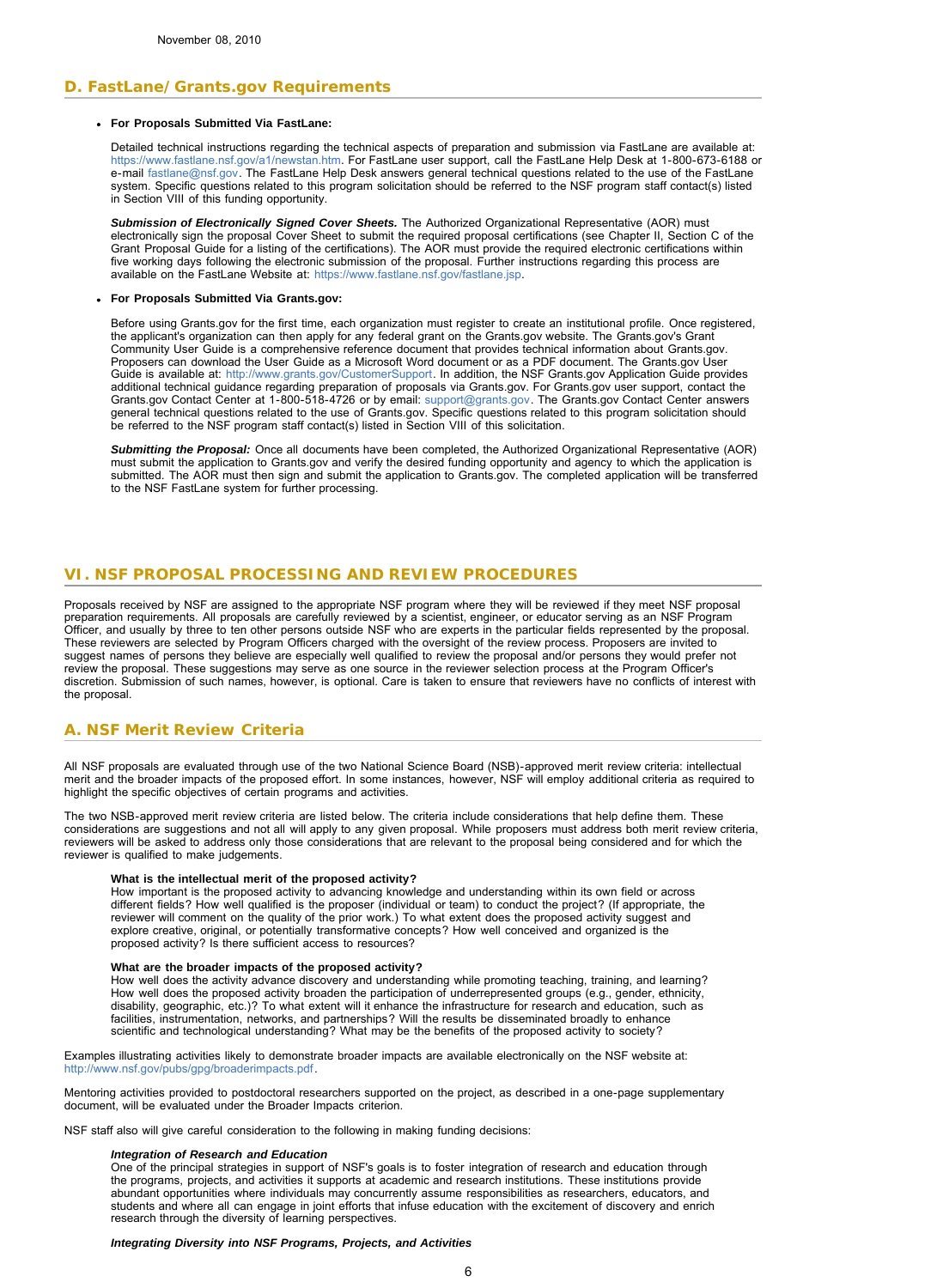## D. FastLane/Grants.gov Requirements

- **For Proposals Submitted Via FastLane:**

  Detailed technical instructions regarding the technical aspects of preparation and submission via FastLane are available at: https://www.fastlane.nsf.gov/a1/newstan.htm. For FastLane user support, call the FastLane Help Desk at 1-800-673-6188 or e-mail fastlane@nsf.gov. The FastLane Help Desk answers general technical questions related to the use of the FastLane system. Specific questions related to this program solicitation should be referred to the NSF program staff contact(s) listed in Section VIII of this funding opportunity.

  ***Submission of Electronically Signed Cover Sheets.*** The Authorized Organizational Representative (AOR) must electronically sign the proposal Cover Sheet to submit the required proposal certifications (see Chapter II, Section C of the Grant Proposal Guide for a listing of the certifications). The AOR must provide the required electronic certifications within five working days following the electronic submission of the proposal. Further instructions regarding this process are available on the FastLane Website at: https://www.fastlane.nsf.gov/fastlane.jsp.

- **For Proposals Submitted Via Grants.gov:**

  Before using Grants.gov for the first time, each organization must register to create an institutional profile. Once registered, the applicant's organization can then apply for any federal grant on the Grants.gov website. The Grants.gov's Grant Community User Guide is a comprehensive reference document that provides technical information about Grants.gov. Proposers can download the User Guide as a Microsoft Word document or as a PDF document. The Grants.gov User Guide is available at: http://www.grants.gov/CustomerSupport. In addition, the NSF Grants.gov Application Guide provides additional technical guidance regarding preparation of proposals via Grants.gov. For Grants.gov user support, contact the Grants.gov Contact Center at 1-800-518-4726 or by email: support@grants.gov. The Grants.gov Contact Center answers general technical questions related to the use of Grants.gov. Specific questions related to this program solicitation should be referred to the NSF program staff contact(s) listed in Section VIII of this solicitation.

  ***Submitting the Proposal:*** Once all documents have been completed, the Authorized Organizational Representative (AOR) must submit the application to Grants.gov and verify the desired funding opportunity and agency to which the application is submitted. The AOR must then sign and submit the application to Grants.gov. The completed application will be transferred to the NSF FastLane system for further processing.

# VI. NSF PROPOSAL PROCESSING AND REVIEW PROCEDURES

Proposals received by NSF are assigned to the appropriate NSF program where they will be reviewed if they meet NSF proposal preparation requirements. All proposals are carefully reviewed by a scientist, engineer, or educator serving as an NSF Program Officer, and usually by three to ten other persons outside NSF who are experts in the particular fields represented by the proposal. These reviewers are selected by Program Officers charged with the oversight of the review process. Proposers are invited to suggest names of persons they believe are especially well qualified to review the proposal and/or persons they would prefer not review the proposal. These suggestions may serve as one source in the reviewer selection process at the Program Officer's discretion. Submission of such names, however, is optional. Care is taken to ensure that reviewers have no conflicts of interest with the proposal.

## A. NSF Merit Review Criteria

All NSF proposals are evaluated through use of the two National Science Board (NSB)-approved merit review criteria: intellectual merit and the broader impacts of the proposed effort. In some instances, however, NSF will employ additional criteria as required to highlight the specific objectives of certain programs and activities.

The two NSB-approved merit review criteria are listed below. The criteria include considerations that help define them. These considerations are suggestions and not all will apply to any given proposal. While proposers must address both merit review criteria, reviewers will be asked to address only those considerations that are relevant to the proposal being considered and for which the reviewer is qualified to make judgements.

> **What is the intellectual merit of the proposed activity?**
> How important is the proposed activity to advancing knowledge and understanding within its own field or across different fields? How well qualified is the proposer (individual or team) to conduct the project? (If appropriate, the reviewer will comment on the quality of the prior work.) To what extent does the proposed activity suggest and explore creative, original, or potentially transformative concepts? How well conceived and organized is the proposed activity? Is there sufficient access to resources?
>
> **What are the broader impacts of the proposed activity?**
> How well does the activity advance discovery and understanding while promoting teaching, training, and learning? How well does the proposed activity broaden the participation of underrepresented groups (e.g., gender, ethnicity, disability, geographic, etc.)? To what extent will it enhance the infrastructure for research and education, such as facilities, instrumentation, networks, and partnerships? Will the results be disseminated broadly to enhance scientific and technological understanding? What may be the benefits of the proposed activity to society?

Examples illustrating activities likely to demonstrate broader impacts are available electronically on the NSF website at: http://www.nsf.gov/pubs/gpg/broaderimpacts.pdf.

Mentoring activities provided to postdoctoral researchers supported on the project, as described in a one-page supplementary document, will be evaluated under the Broader Impacts criterion.

NSF staff also will give careful consideration to the following in making funding decisions:

> ***Integration of Research and Education***
> One of the principal strategies in support of NSF's goals is to foster integration of research and education through the programs, projects, and activities it supports at academic and research institutions. These institutions provide abundant opportunities where individuals may concurrently assume responsibilities as researchers, educators, and students and where all can engage in joint efforts that infuse education with the excitement of discovery and enrich research through the diversity of learning perspectives.
>
> ***Integrating Diversity into NSF Programs, Projects, and Activities***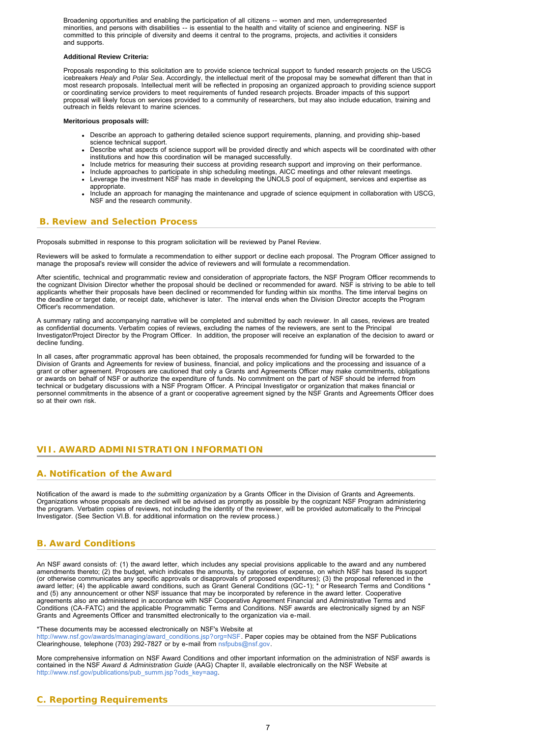Broadening opportunities and enabling the participation of all citizens -- women and men, underrepresented minorities, and persons with disabilities -- is essential to the health and vitality of science and engineering. NSF is committed to this principle of diversity and deems it central to the programs, projects, and activities it considers and supports.

**Additional Review Criteria:**

Proposals responding to this solicitation are to provide science technical support to funded research projects on the USCG icebreakers *Healy* and *Polar Sea*. Accordingly, the intellectual merit of the proposal may be somewhat different than that in most research proposals. Intellectual merit will be reflected in proposing an organized approach to providing science support or coordinating service providers to meet requirements of funded research projects. Broader impacts of this support proposal will likely focus on services provided to a community of researchers, but may also include education, training and outreach in fields relevant to marine sciences.

**Meritorious proposals will:**

- Describe an approach to gathering detailed science support requirements, planning, and providing ship-based science technical support.
- Describe what aspects of science support will be provided directly and which aspects will be coordinated with other institutions and how this coordination will be managed successfully.
- Include metrics for measuring their success at providing research support and improving on their performance.
- Include approaches to participate in ship scheduling meetings, AICC meetings and other relevant meetings.
- Leverage the investment NSF has made in developing the UNOLS pool of equipment, services and expertise as appropriate.
- Include an approach for managing the maintenance and upgrade of science equipment in collaboration with USCG, NSF and the research community.

## B. Review and Selection Process

Proposals submitted in response to this program solicitation will be reviewed by Panel Review.

Reviewers will be asked to formulate a recommendation to either support or decline each proposal. The Program Officer assigned to manage the proposal's review will consider the advice of reviewers and will formulate a recommendation.

After scientific, technical and programmatic review and consideration of appropriate factors, the NSF Program Officer recommends to the cognizant Division Director whether the proposal should be declined or recommended for award. NSF is striving to be able to tell applicants whether their proposals have been declined or recommended for funding within six months. The time interval begins on the deadline or target date, or receipt date, whichever is later. The interval ends when the Division Director accepts the Program Officer's recommendation.

A summary rating and accompanying narrative will be completed and submitted by each reviewer. In all cases, reviews are treated as confidential documents. Verbatim copies of reviews, excluding the names of the reviewers, are sent to the Principal Investigator/Project Director by the Program Officer. In addition, the proposer will receive an explanation of the decision to award or decline funding.

In all cases, after programmatic approval has been obtained, the proposals recommended for funding will be forwarded to the Division of Grants and Agreements for review of business, financial, and policy implications and the processing and issuance of a grant or other agreement. Proposers are cautioned that only a Grants and Agreements Officer may make commitments, obligations or awards on behalf of NSF or authorize the expenditure of funds. No commitment on the part of NSF should be inferred from technical or budgetary discussions with a NSF Program Officer. A Principal Investigator or organization that makes financial or personnel commitments in the absence of a grant or cooperative agreement signed by the NSF Grants and Agreements Officer does so at their own risk.

# VII. AWARD ADMINISTRATION INFORMATION

## A. Notification of the Award

Notification of the award is made to *the submitting organization* by a Grants Officer in the Division of Grants and Agreements. Organizations whose proposals are declined will be advised as promptly as possible by the cognizant NSF Program administering the program. Verbatim copies of reviews, not including the identity of the reviewer, will be provided automatically to the Principal Investigator. (See Section VI.B. for additional information on the review process.)

## B. Award Conditions

An NSF award consists of: (1) the award letter, which includes any special provisions applicable to the award and any numbered amendments thereto; (2) the budget, which indicates the amounts, by categories of expense, on which NSF has based its support (or otherwise communicates any specific approvals or disapprovals of proposed expenditures); (3) the proposal referenced in the award letter; (4) the applicable award conditions, such as Grant General Conditions (GC-1); * or Research Terms and Conditions * and (5) any announcement or other NSF issuance that may be incorporated by reference in the award letter. Cooperative agreements also are administered in accordance with NSF Cooperative Agreement Financial and Administrative Terms and Conditions (CA-FATC) and the applicable Programmatic Terms and Conditions. NSF awards are electronically signed by an NSF Grants and Agreements Officer and transmitted electronically to the organization via e-mail.

*These documents may be accessed electronically on NSF's Website at http://www.nsf.gov/awards/managing/award_conditions.jsp?org=NSF. Paper copies may be obtained from the NSF Publications Clearinghouse, telephone (703) 292-7827 or by e-mail from nsfpubs@nsf.gov.

More comprehensive information on NSF Award Conditions and other important information on the administration of NSF awards is contained in the NSF *Award & Administration Guide* (AAG) Chapter II, available electronically on the NSF Website at http://www.nsf.gov/publications/pub_summ.jsp?ods_key=aag.

## C. Reporting Requirements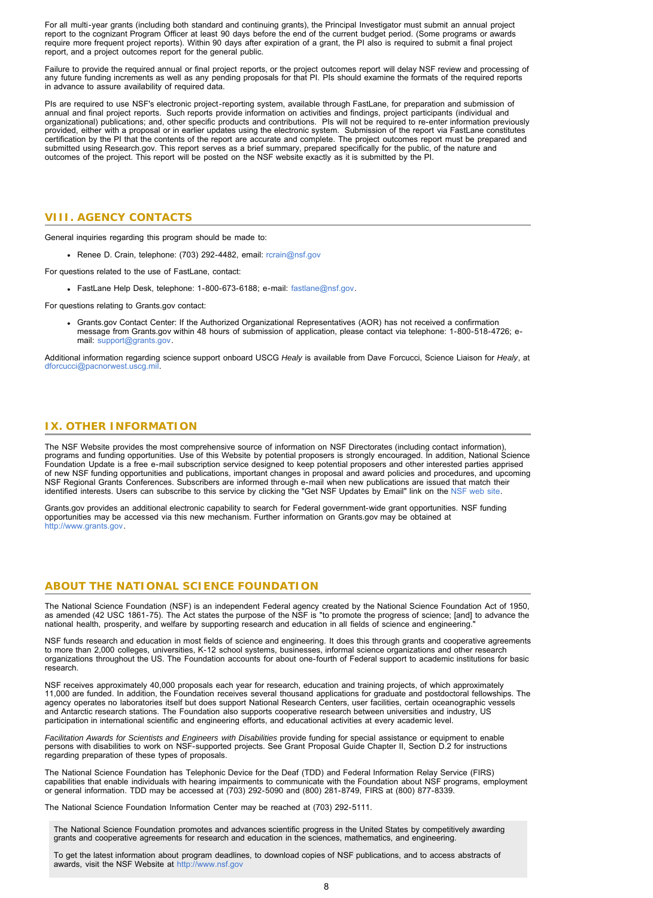For all multi-year grants (including both standard and continuing grants), the Principal Investigator must submit an annual project report to the cognizant Program Officer at least 90 days before the end of the current budget period. (Some programs or awards require more frequent project reports). Within 90 days after expiration of a grant, the PI also is required to submit a final project report, and a project outcomes report for the general public.

Failure to provide the required annual or final project reports, or the project outcomes report will delay NSF review and processing of any future funding increments as well as any pending proposals for that PI. PIs should examine the formats of the required reports in advance to assure availability of required data.

PIs are required to use NSF's electronic project-reporting system, available through FastLane, for preparation and submission of annual and final project reports. Such reports provide information on activities and findings, project participants (individual and organizational) publications; and, other specific products and contributions. PIs will not be required to re-enter information previously provided, either with a proposal or in earlier updates using the electronic system. Submission of the report via FastLane constitutes certification by the PI that the contents of the report are accurate and complete. The project outcomes report must be prepared and submitted using Research.gov. This report serves as a brief summary, prepared specifically for the public, of the nature and outcomes of the project. This report will be posted on the NSF website exactly as it is submitted by the PI.

## VIII. AGENCY CONTACTS

General inquiries regarding this program should be made to:

- Renee D. Crain, telephone: (703) 292-4482, email: rcrain@nsf.gov

For questions related to the use of FastLane, contact:

- FastLane Help Desk, telephone: 1-800-673-6188; e-mail: fastlane@nsf.gov.

For questions relating to Grants.gov contact:

- Grants.gov Contact Center: If the Authorized Organizational Representatives (AOR) has not received a confirmation message from Grants.gov within 48 hours of submission of application, please contact via telephone: 1-800-518-4726; e-mail: support@grants.gov.

Additional information regarding science support onboard USCG *Healy* is available from Dave Forcucci, Science Liaison for *Healy*, at dforcucci@pacnorwest.uscg.mil.

## IX. OTHER INFORMATION

The NSF Website provides the most comprehensive source of information on NSF Directorates (including contact information), programs and funding opportunities. Use of this Website by potential proposers is strongly encouraged. In addition, National Science Foundation Update is a free e-mail subscription service designed to keep potential proposers and other interested parties apprised of new NSF funding opportunities and publications, important changes in proposal and award policies and procedures, and upcoming NSF Regional Grants Conferences. Subscribers are informed through e-mail when new publications are issued that match their identified interests. Users can subscribe to this service by clicking the "Get NSF Updates by Email" link on the NSF web site.

Grants.gov provides an additional electronic capability to search for Federal government-wide grant opportunities. NSF funding opportunities may be accessed via this new mechanism. Further information on Grants.gov may be obtained at http://www.grants.gov.

## ABOUT THE NATIONAL SCIENCE FOUNDATION

The National Science Foundation (NSF) is an independent Federal agency created by the National Science Foundation Act of 1950, as amended (42 USC 1861-75). The Act states the purpose of the NSF is "to promote the progress of science; [and] to advance the national health, prosperity, and welfare by supporting research and education in all fields of science and engineering."

NSF funds research and education in most fields of science and engineering. It does this through grants and cooperative agreements to more than 2,000 colleges, universities, K-12 school systems, businesses, informal science organizations and other research organizations throughout the US. The Foundation accounts for about one-fourth of Federal support to academic institutions for basic research.

NSF receives approximately 40,000 proposals each year for research, education and training projects, of which approximately 11,000 are funded. In addition, the Foundation receives several thousand applications for graduate and postdoctoral fellowships. The agency operates no laboratories itself but does support National Research Centers, user facilities, certain oceanographic vessels and Antarctic research stations. The Foundation also supports cooperative research between universities and industry, US participation in international scientific and engineering efforts, and educational activities at every academic level.

*Facilitation Awards for Scientists and Engineers with Disabilities* provide funding for special assistance or equipment to enable persons with disabilities to work on NSF-supported projects. See Grant Proposal Guide Chapter II, Section D.2 for instructions regarding preparation of these types of proposals.

The National Science Foundation has Telephonic Device for the Deaf (TDD) and Federal Information Relay Service (FIRS) capabilities that enable individuals with hearing impairments to communicate with the Foundation about NSF programs, employment or general information. TDD may be accessed at (703) 292-5090 and (800) 281-8749, FIRS at (800) 877-8339.

The National Science Foundation Information Center may be reached at (703) 292-5111.

The National Science Foundation promotes and advances scientific progress in the United States by competitively awarding grants and cooperative agreements for research and education in the sciences, mathematics, and engineering.

To get the latest information about program deadlines, to download copies of NSF publications, and to access abstracts of awards, visit the NSF Website at http://www.nsf.gov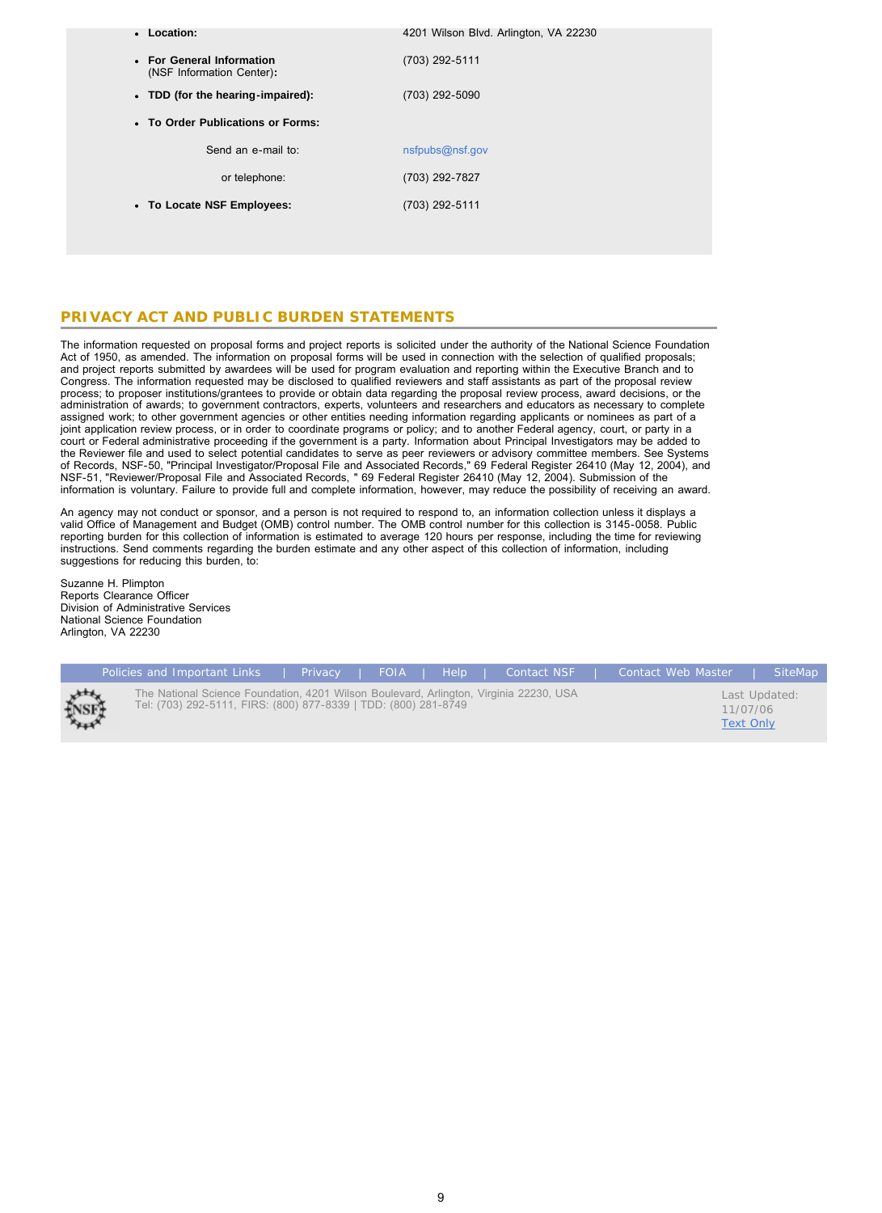- **Location:** 4201 Wilson Blvd. Arlington, VA 22230
- **For General Information** (NSF Information Center)**:** (703) 292-5111
- **TDD (for the hearing-impaired):** (703) 292-5090
- **To Order Publications or Forms:**

  Send an e-mail to: nsfpubs@nsf.gov

  or telephone: (703) 292-7827
- **To Locate NSF Employees:** (703) 292-5111

## PRIVACY ACT AND PUBLIC BURDEN STATEMENTS

The information requested on proposal forms and project reports is solicited under the authority of the National Science Foundation Act of 1950, as amended. The information on proposal forms will be used in connection with the selection of qualified proposals; and project reports submitted by awardees will be used for program evaluation and reporting within the Executive Branch and to Congress. The information requested may be disclosed to qualified reviewers and staff assistants as part of the proposal review process; to proposer institutions/grantees to provide or obtain data regarding the proposal review process, award decisions, or the administration of awards; to government contractors, experts, volunteers and researchers and educators as necessary to complete assigned work; to other government agencies or other entities needing information regarding applicants or nominees as part of a joint application review process, or in order to coordinate programs or policy; and to another Federal agency, court, or party in a court or Federal administrative proceeding if the government is a party. Information about Principal Investigators may be added to the Reviewer file and used to select potential candidates to serve as peer reviewers or advisory committee members. See Systems of Records, NSF-50, "Principal Investigator/Proposal File and Associated Records," 69 Federal Register 26410 (May 12, 2004), and NSF-51, "Reviewer/Proposal File and Associated Records, " 69 Federal Register 26410 (May 12, 2004). Submission of the information is voluntary. Failure to provide full and complete information, however, may reduce the possibility of receiving an award.

An agency may not conduct or sponsor, and a person is not required to respond to, an information collection unless it displays a valid Office of Management and Budget (OMB) control number. The OMB control number for this collection is 3145-0058. Public reporting burden for this collection of information is estimated to average 120 hours per response, including the time for reviewing instructions. Send comments regarding the burden estimate and any other aspect of this collection of information, including suggestions for reducing this burden, to:

Suzanne H. Plimpton  
Reports Clearance Officer  
Division of Administrative Services  
National Science Foundation  
Arlington, VA 22230

Policies and Important Links | Privacy | FOIA | Help | Contact NSF | Contact Web Master | SiteMap

The National Science Foundation, 4201 Wilson Boulevard, Arlington, Virginia 22230, USA  
Tel: (703) 292-5111, FIRS: (800) 877-8339 | TDD: (800) 281-8749

Last Updated:  
11/07/06  
Text Only